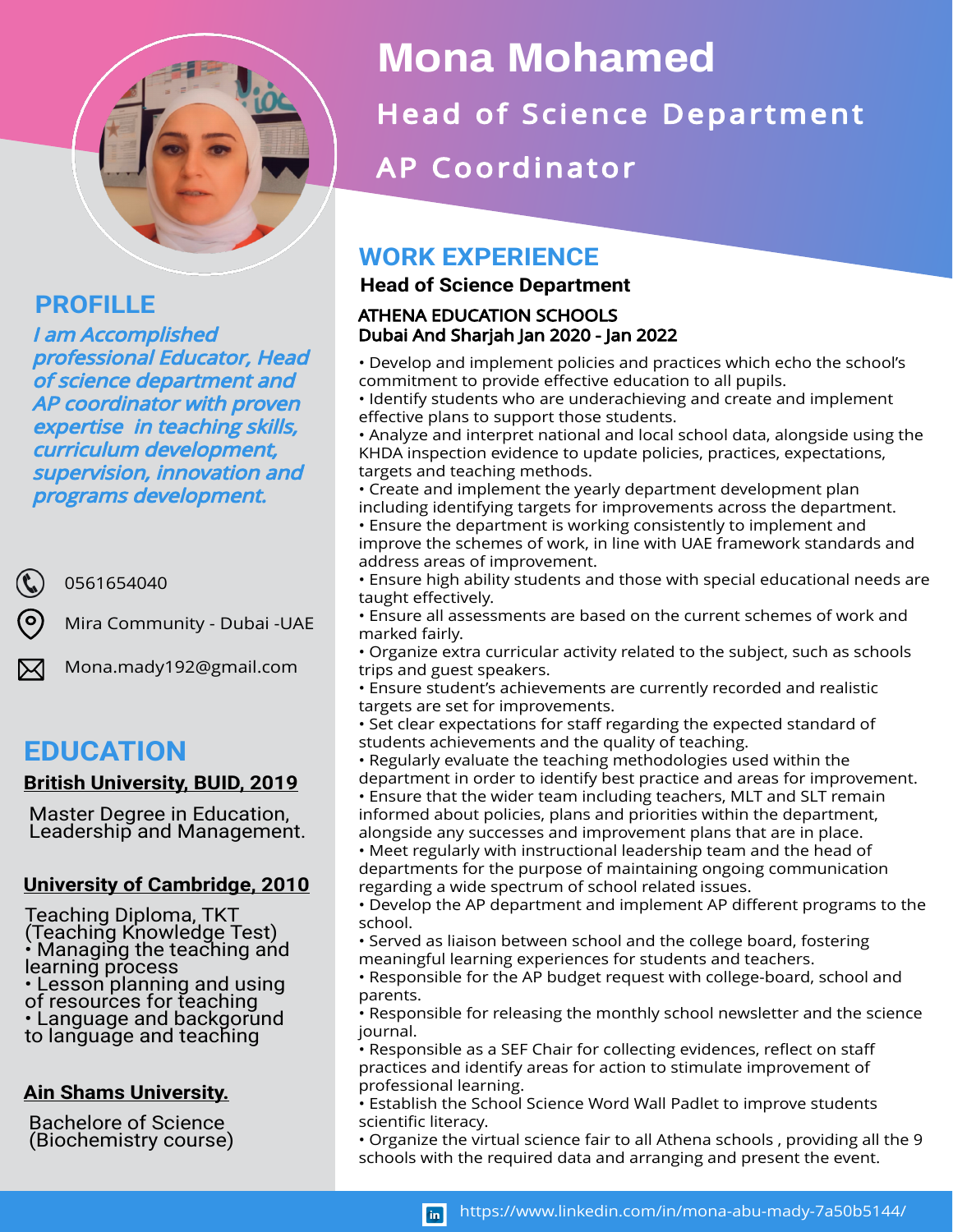# Mona Mohamed

## Head of Science Department

## AP Coordinator

## PROFILLE

*I am Accomplished professional Educator, Head of science department and AP coordinator with proven expertise in teaching skills, curriculum development, supervision, innovation and programs development.*

0561654040

Mira Community - Dubai -UAE

Mona.mady192@gmail.com

## EDUCATION

**British University, BUID, 2019**

Master Degree in Education, Leadership and Management.

**University of Cambridge, 2010**

Teaching Diploma, TKT (Teaching Knowledge Test)
• Managing the teaching and learning process
• Lesson planning and using of resources for teaching
• Language and backgorund to language and teaching

**Ain Shams University.**

Bachelore of Science (Biochemistry course)

## WORK EXPERIENCE

### Head of Science Department

**ATHENA EDUCATION SCHOOLS**
**Dubai And Sharjah Jan 2020 - Jan 2022**

• Develop and implement policies and practices which echo the school's commitment to provide effective education to all pupils.
• Identify students who are underachieving and create and implement effective plans to support those students.
• Analyze and interpret national and local school data, alongside using the KHDA inspection evidence to update policies, practices, expectations, targets and teaching methods.
• Create and implement the yearly department development plan including identifying targets for improvements across the department.
• Ensure the department is working consistently to implement and improve the schemes of work, in line with UAE framework standards and address areas of improvement.
• Ensure high ability students and those with special educational needs are taught effectively.
• Ensure all assessments are based on the current schemes of work and marked fairly.
• Organize extra curricular activity related to the subject, such as schools trips and guest speakers.
• Ensure student's achievements are currently recorded and realistic targets are set for improvements.
• Set clear expectations for staff regarding the expected standard of students achievements and the quality of teaching.
• Regularly evaluate the teaching methodologies used within the department in order to identify best practice and areas for improvement.
• Ensure that the wider team including teachers, MLT and SLT remain informed about policies, plans and priorities within the department, alongside any successes and improvement plans that are in place.
• Meet regularly with instructional leadership team and the head of departments for the purpose of maintaining ongoing communication regarding a wide spectrum of school related issues.
• Develop the AP department and implement AP different programs to the school.
• Served as liaison between school and the college board, fostering meaningful learning experiences for students and teachers.
• Responsible for the AP budget request with college-board, school and parents.
• Responsible for releasing the monthly school newsletter and the science journal.
• Responsible as a SEF Chair for collecting evidences, reflect on staff practices and identify areas for action to stimulate improvement of professional learning.
• Establish the School Science Word Wall Padlet to improve students scientific literacy.
• Organize the virtual science fair to all Athena schools , providing all the 9 schools with the required data and arranging and present the event.

https://www.linkedin.com/in/mona-abu-mady-7a50b5144/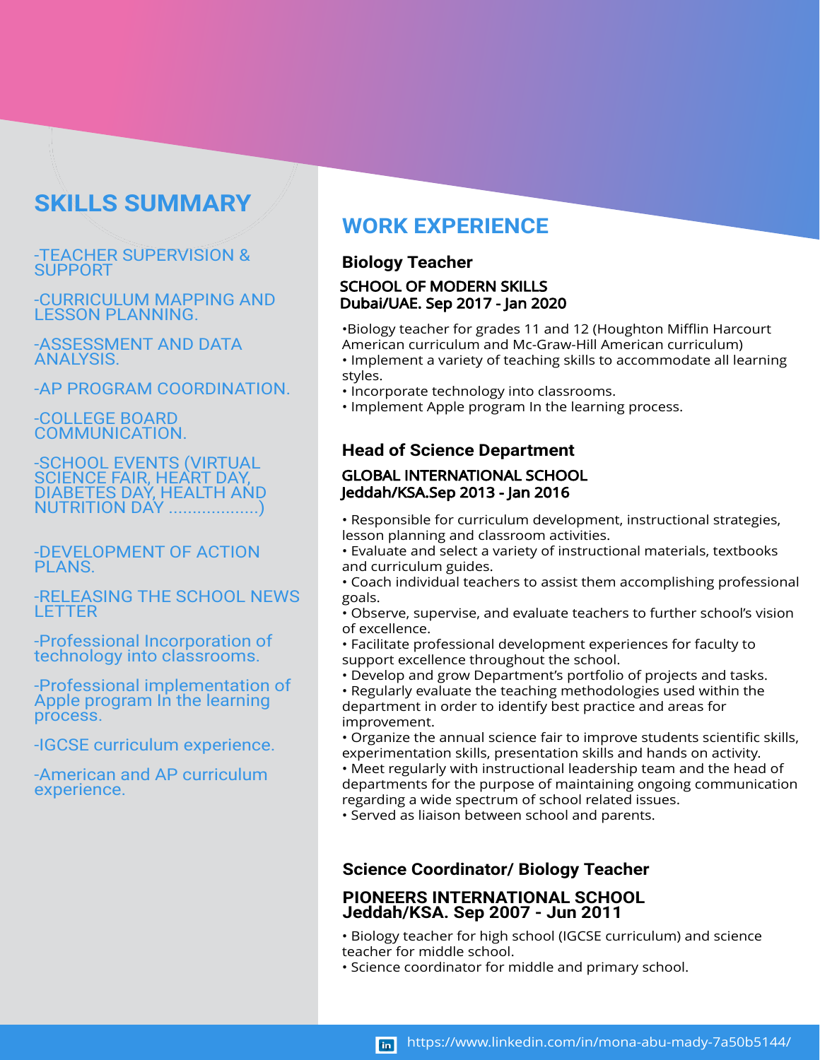## SKILLS SUMMARY

-TEACHER SUPERVISION & SUPPORT

-CURRICULUM MAPPING AND LESSON PLANNING.

-ASSESSMENT AND DATA ANALYSIS.

-AP PROGRAM COORDINATION.

-COLLEGE BOARD COMMUNICATION.

-SCHOOL EVENTS (VIRTUAL SCIENCE FAIR, HEART DAY, DIABETES DAY, HEALTH AND NUTRITION DAY ..................)

-DEVELOPMENT OF ACTION PLANS.

-RELEASING THE SCHOOL NEWS LETTER

-Professional Incorporation of technology into classrooms.

-Professional implementation of Apple program In the learning process.

-IGCSE curriculum experience.

-American and AP curriculum experience.

## WORK EXPERIENCE

### Biology Teacher

**SCHOOL OF MODERN SKILLS**
**Dubai/UAE. Sep 2017 - Jan 2020**

•Biology teacher for grades 11 and 12 (Houghton Mifflin Harcourt American curriculum and Mc-Graw-Hill American curriculum)
• Implement a variety of teaching skills to accommodate all learning styles.
• Incorporate technology into classrooms.
• Implement Apple program In the learning process.

### Head of Science Department

**GLOBAL INTERNATIONAL SCHOOL**
**Jeddah/KSA.Sep 2013 - Jan 2016**

• Responsible for curriculum development, instructional strategies, lesson planning and classroom activities.
• Evaluate and select a variety of instructional materials, textbooks and curriculum guides.
• Coach individual teachers to assist them accomplishing professional goals.
• Observe, supervise, and evaluate teachers to further school's vision of excellence.
• Facilitate professional development experiences for faculty to support excellence throughout the school.
• Develop and grow Department's portfolio of projects and tasks.
• Regularly evaluate the teaching methodologies used within the department in order to identify best practice and areas for improvement.
• Organize the annual science fair to improve students scientific skills, experimentation skills, presentation skills and hands on activity.
• Meet regularly with instructional leadership team and the head of departments for the purpose of maintaining ongoing communication regarding a wide spectrum of school related issues.
• Served as liaison between school and parents.

### Science Coordinator/ Biology Teacher

**PIONEERS INTERNATIONAL SCHOOL**
**Jeddah/KSA. Sep 2007 - Jun 2011**

• Biology teacher for high school (IGCSE curriculum) and science teacher for middle school.
• Science coordinator for middle and primary school.

https://www.linkedin.com/in/mona-abu-mady-7a50b5144/